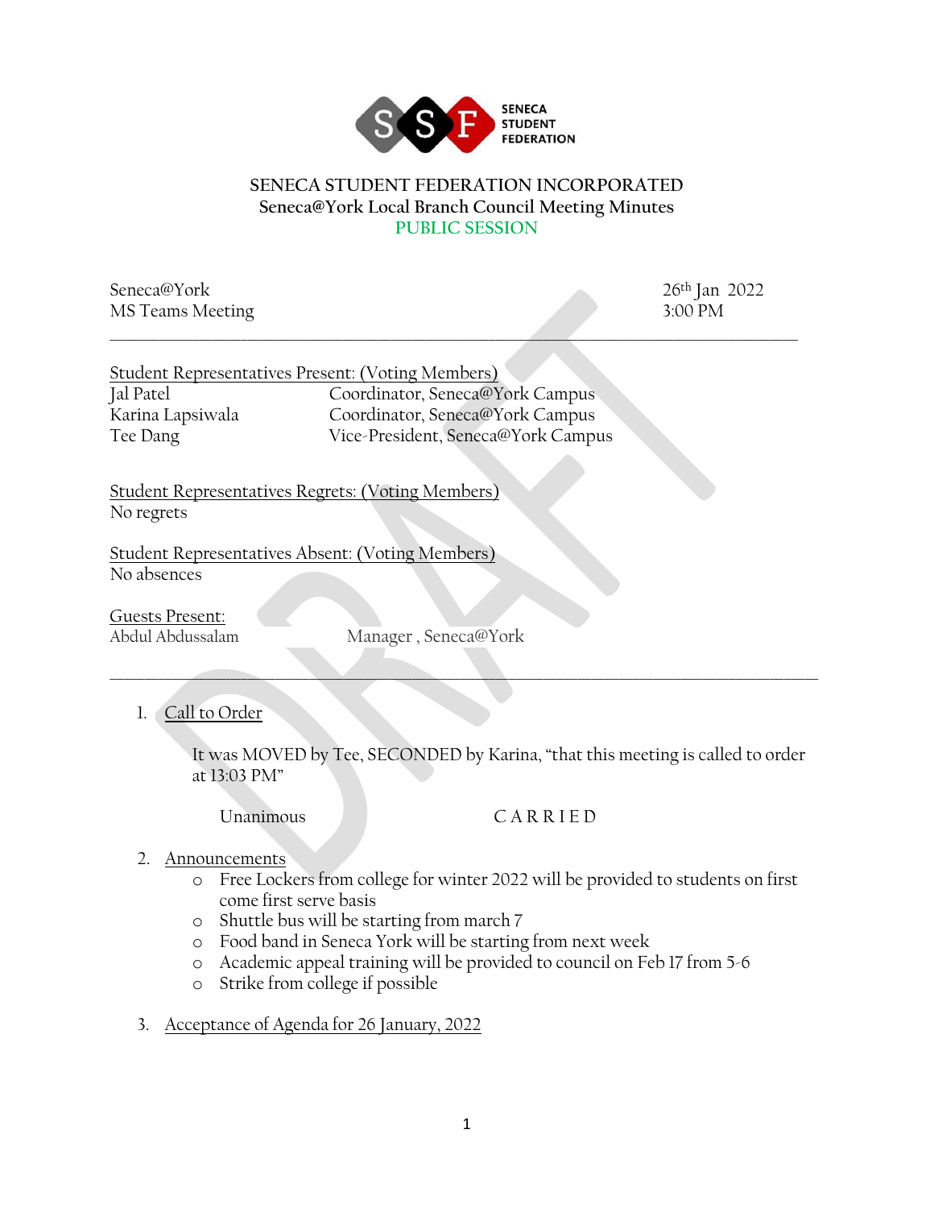SENECA STUDENT FEDERATION

# SENECA STUDENT FEDERATION INCORPORATED
## Seneca@York Local Branch Council Meeting Minutes
### PUBLIC SESSION

Seneca@York
MS Teams Meeting

26th Jan 2022
3:00 PM

---

Student Representatives Present: (Voting Members)

| | |
|---|---|
| Jal Patel | Coordinator, Seneca@York Campus |
| Karina Lapsiwala | Coordinator, Seneca@York Campus |
| Tee Dang | Vice-President, Seneca@York Campus |

Student Representatives Regrets: (Voting Members)
No regrets

Student Representatives Absent: (Voting Members)
No absences

Guests Present:

| | |
|---|---|
| Abdul Abdussalam | Manager , Seneca@York |

---

1. Call to Order

   It was MOVED by Tee, SECONDED by Karina, "that this meeting is called to order at 13:03 PM"

   Unanimous　　　　　C A R R I E D

2. Announcements
   - Free Lockers from college for winter 2022 will be provided to students on first come first serve basis
   - Shuttle bus will be starting from march 7
   - Food band in Seneca York will be starting from next week
   - Academic appeal training will be provided to council on Feb 17 from 5-6
   - Strike from college if possible

3. Acceptance of Agenda for 26 January, 2022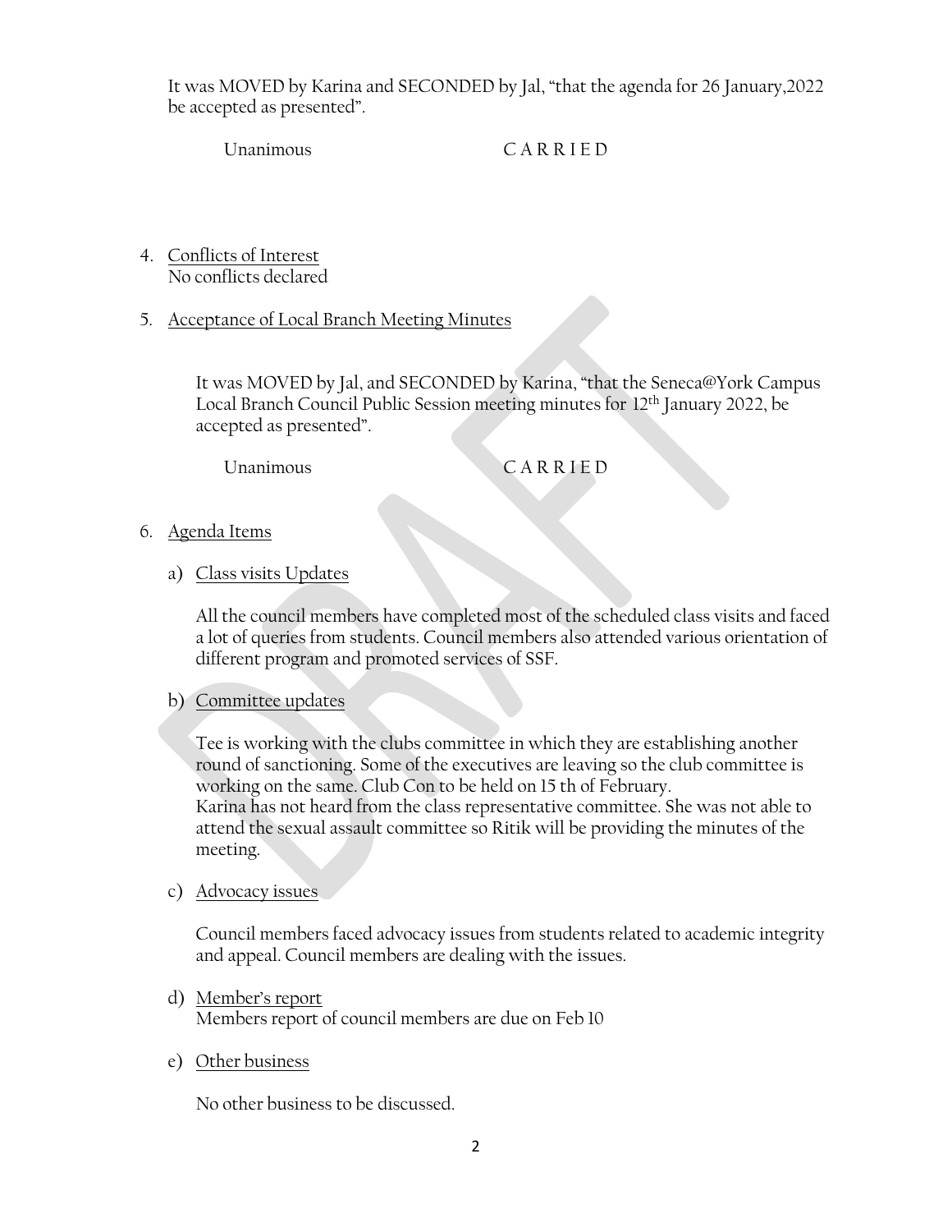It was MOVED by Karina and SECONDED by Jal, "that the agenda for 26 January,2022 be accepted as presented".

Unanimous CARRIED

4. Conflicts of Interest
   No conflicts declared

5. Acceptance of Local Branch Meeting Minutes

   It was MOVED by Jal, and SECONDED by Karina, "that the Seneca@York Campus Local Branch Council Public Session meeting minutes for 12th January 2022, be accepted as presented".

   Unanimous CARRIED

6. Agenda Items

   a) Class visits Updates

   All the council members have completed most of the scheduled class visits and faced a lot of queries from students. Council members also attended various orientation of different program and promoted services of SSF.

   b) Committee updates

   Tee is working with the clubs committee in which they are establishing another round of sanctioning. Some of the executives are leaving so the club committee is working on the same. Club Con to be held on 15 th of February.
   Karina has not heard from the class representative committee. She was not able to attend the sexual assault committee so Ritik will be providing the minutes of the meeting.

   c) Advocacy issues

   Council members faced advocacy issues from students related to academic integrity and appeal. Council members are dealing with the issues.

   d) Member's report
   Members report of council members are due on Feb 10

   e) Other business

   No other business to be discussed.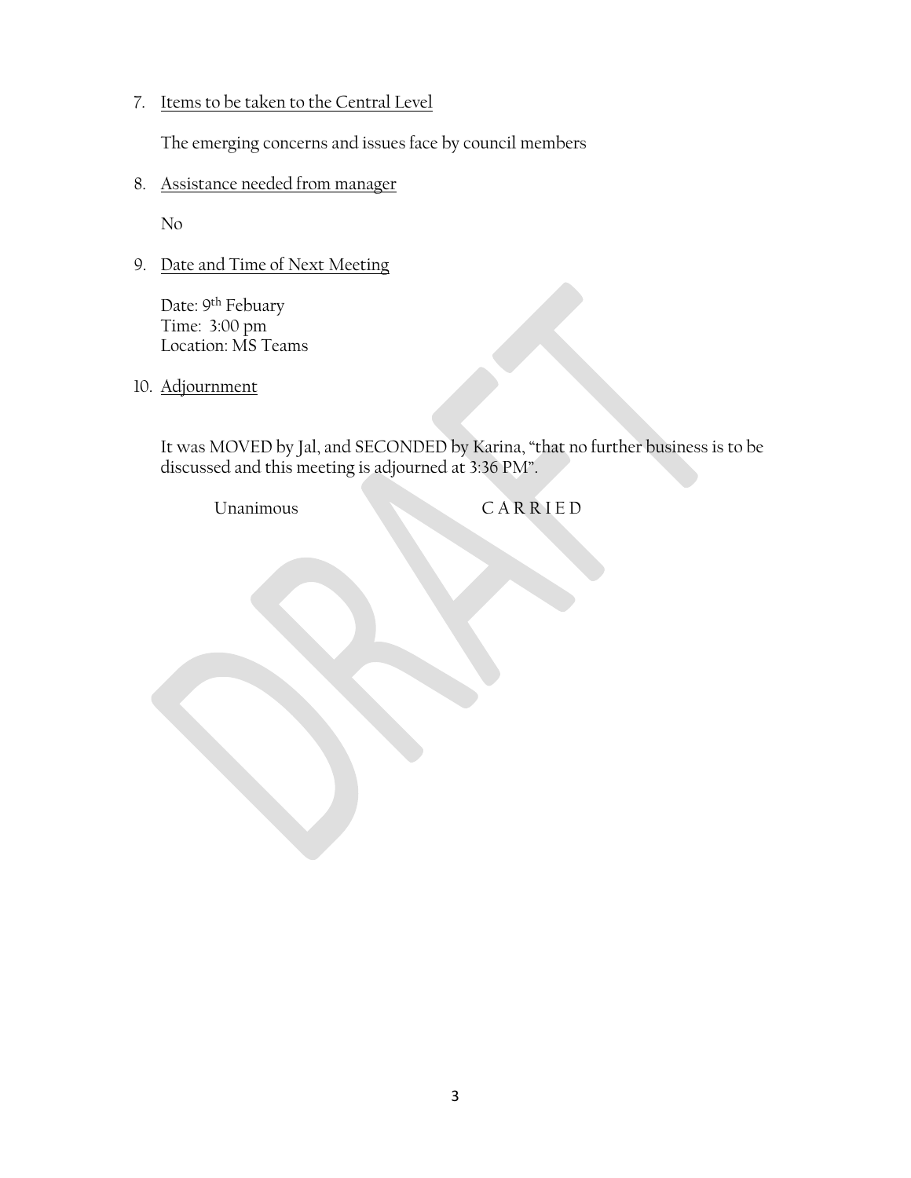7. Items to be taken to the Central Level

   The emerging concerns and issues face by council members

8. Assistance needed from manager

   No

9. Date and Time of Next Meeting

   Date: 9th Febuary
   Time: 3:00 pm
   Location: MS Teams

10. Adjournment

    It was MOVED by Jal, and SECONDED by Karina, "that no further business is to be discussed and this meeting is adjourned at 3:36 PM".

    Unanimous C A R R I E D